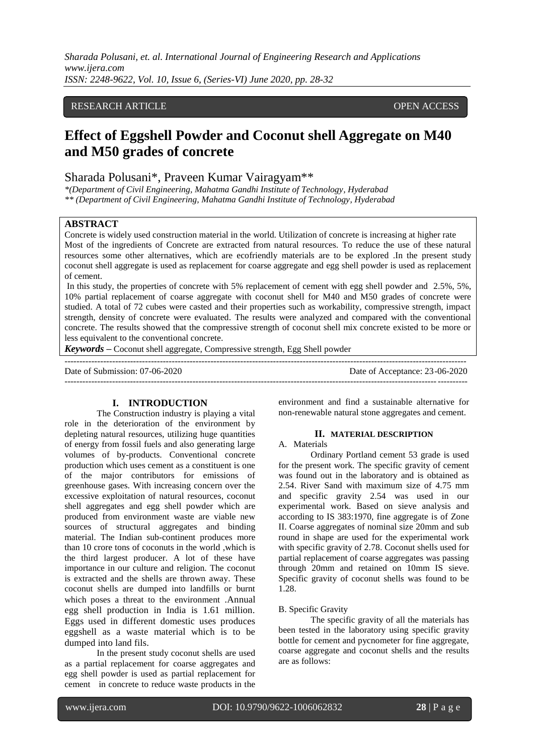RESEARCH ARTICLE OPEN ACCESS

# Effect of Eggshell Powder and Coconut shell Aggregate on M40 and M50 grades of concrete

Sharada Polusani*, Praveen Kumar Vairagyam**

*\*(Department of Civil Engineering, Mahatma Gandhi Institute of Technology, Hyderabad*
*\*\* (Department of Civil Engineering, Mahatma Gandhi Institute of Technology, Hyderabad*

## ABSTRACT

Concrete is widely used construction material in the world. Utilization of concrete is increasing at higher rate Most of the ingredients of Concrete are extracted from natural resources. To reduce the use of these natural resources some other alternatives, which are ecofriendly materials are to be explored .In the present study coconut shell aggregate is used as replacement for coarse aggregate and egg shell powder is used as replacement of cement.

In this study, the properties of concrete with 5% replacement of cement with egg shell powder and 2.5%, 5%, 10% partial replacement of coarse aggregate with coconut shell for M40 and M50 grades of concrete were studied. A total of 72 cubes were casted and their properties such as workability, compressive strength, impact strength, density of concrete were evaluated. The results were analyzed and compared with the conventional concrete. The results showed that the compressive strength of coconut shell mix concrete existed to be more or less equivalent to the conventional concrete.

***Keywords*** **–** Coconut shell aggregate, Compressive strength, Egg Shell powder

Date of Submission: 07-06-2020 Date of Acceptance: 23-06-2020

## I. INTRODUCTION

The Construction industry is playing a vital role in the deterioration of the environment by depleting natural resources, utilizing huge quantities of energy from fossil fuels and also generating large volumes of by-products. Conventional concrete production which uses cement as a constituent is one of the major contributors for emissions of greenhouse gases. With increasing concern over the excessive exploitation of natural resources, coconut shell aggregates and egg shell powder which are produced from environment waste are viable new sources of structural aggregates and binding material. The Indian sub-continent produces more than 10 crore tons of coconuts in the world ,which is the third largest producer. A lot of these have importance in our culture and religion. The coconut is extracted and the shells are thrown away. These coconut shells are dumped into landfills or burnt which poses a threat to the environment .Annual egg shell production in India is 1.61 million. Eggs used in different domestic uses produces eggshell as a waste material which is to be dumped into land fils.

In the present study coconut shells are used as a partial replacement for coarse aggregates and egg shell powder is used as partial replacement for cement in concrete to reduce waste products in the environment and find a sustainable alternative for non-renewable natural stone aggregates and cement.

## II. MATERIAL DESCRIPTION

A. Materials

Ordinary Portland cement 53 grade is used for the present work. The specific gravity of cement was found out in the laboratory and is obtained as 2.54. River Sand with maximum size of 4.75 mm and specific gravity 2.54 was used in our experimental work. Based on sieve analysis and according to IS 383:1970, fine aggregate is of Zone II. Coarse aggregates of nominal size 20mm and sub round in shape are used for the experimental work with specific gravity of 2.78. Coconut shells used for partial replacement of coarse aggregates was passing through 20mm and retained on 10mm IS sieve. Specific gravity of coconut shells was found to be 1.28.

B. Specific Gravity

The specific gravity of all the materials has been tested in the laboratory using specific gravity bottle for cement and pycnometer for fine aggregate, coarse aggregate and coconut shells and the results are as follows: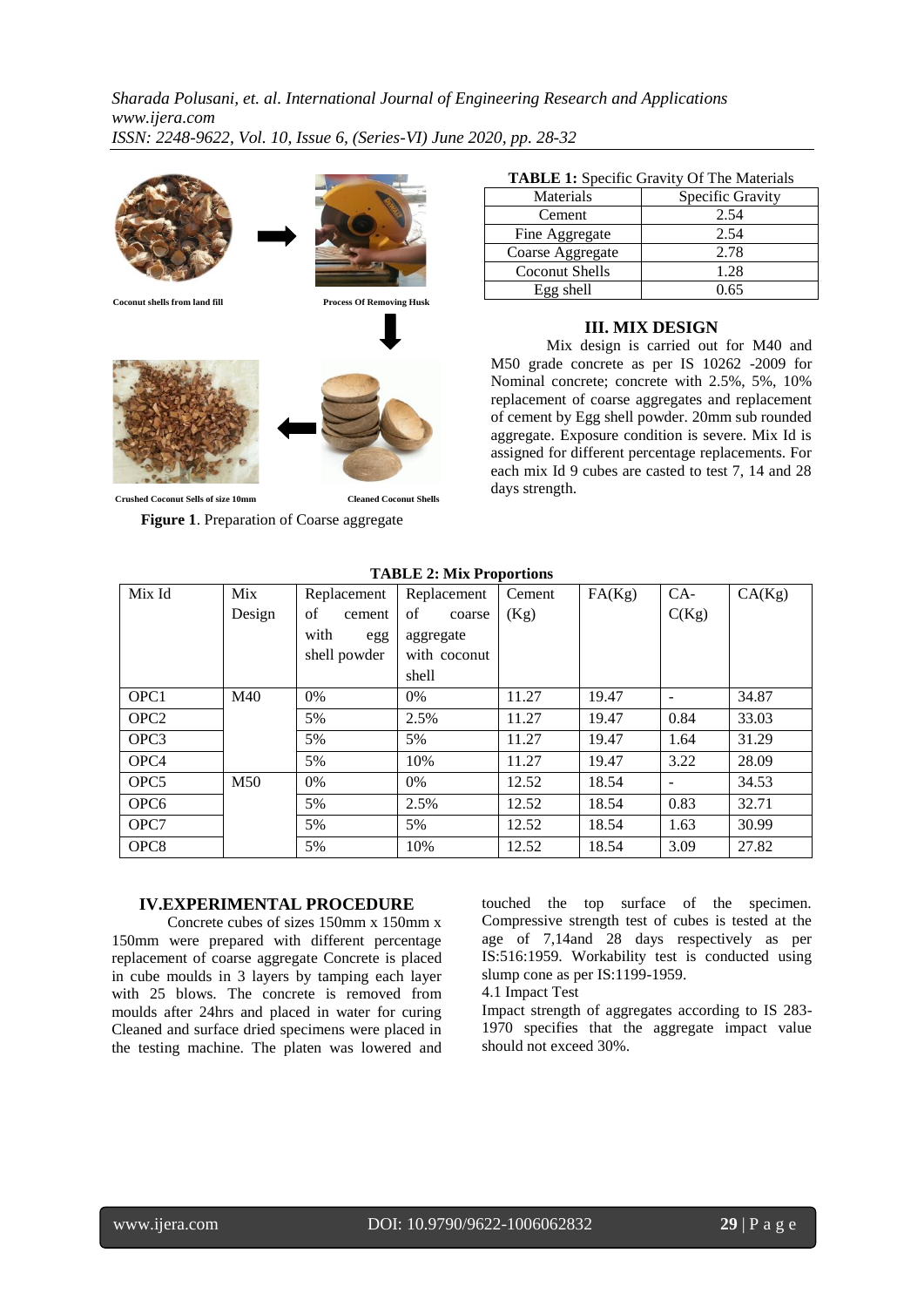Coconut shells from land fill

Process Of Removing Husk

Crushed Coconut Sells of size 10mm

Cleaned Coconut Shells

**Figure 1**. Preparation of Coarse aggregate

**TABLE 1:** Specific Gravity Of The Materials

| Materials | Specific Gravity |
|---|---|
| Cement | 2.54 |
| Fine Aggregate | 2.54 |
| Coarse Aggregate | 2.78 |
| Coconut Shells | 1.28 |
| Egg shell | 0.65 |

## III. MIX DESIGN

Mix design is carried out for M40 and M50 grade concrete as per IS 10262 -2009 for Nominal concrete; concrete with 2.5%, 5%, 10% replacement of coarse aggregates and replacement of cement by Egg shell powder. 20mm sub rounded aggregate. Exposure condition is severe. Mix Id is assigned for different percentage replacements. For each mix Id 9 cubes are casted to test 7, 14 and 28 days strength.

**TABLE 2: Mix Proportions**

| Mix Id | Mix Design | Replacement of cement with egg shell powder | Replacement of coarse aggregate with coconut shell | Cement (Kg) | FA(Kg) | CA-C(Kg) | CA(Kg) |
|---|---|---|---|---|---|---|---|
| OPC1 | M40 | 0% | 0% | 11.27 | 19.47 | - | 34.87 |
| OPC2 | | 5% | 2.5% | 11.27 | 19.47 | 0.84 | 33.03 |
| OPC3 | | 5% | 5% | 11.27 | 19.47 | 1.64 | 31.29 |
| OPC4 | | 5% | 10% | 11.27 | 19.47 | 3.22 | 28.09 |
| OPC5 | M50 | 0% | 0% | 12.52 | 18.54 | - | 34.53 |
| OPC6 | | 5% | 2.5% | 12.52 | 18.54 | 0.83 | 32.71 |
| OPC7 | | 5% | 5% | 12.52 | 18.54 | 1.63 | 30.99 |
| OPC8 | | 5% | 10% | 12.52 | 18.54 | 3.09 | 27.82 |

## IV.EXPERIMENTAL PROCEDURE

Concrete cubes of sizes 150mm x 150mm x 150mm were prepared with different percentage replacement of coarse aggregate Concrete is placed in cube moulds in 3 layers by tamping each layer with 25 blows. The concrete is removed from moulds after 24hrs and placed in water for curing Cleaned and surface dried specimens were placed in the testing machine. The platen was lowered and touched the top surface of the specimen. Compressive strength test of cubes is tested at the age of 7,14and 28 days respectively as per IS:516:1959. Workability test is conducted using slump cone as per IS:1199-1959.

4.1 Impact Test

Impact strength of aggregates according to IS 283-1970 specifies that the aggregate impact value should not exceed 30%.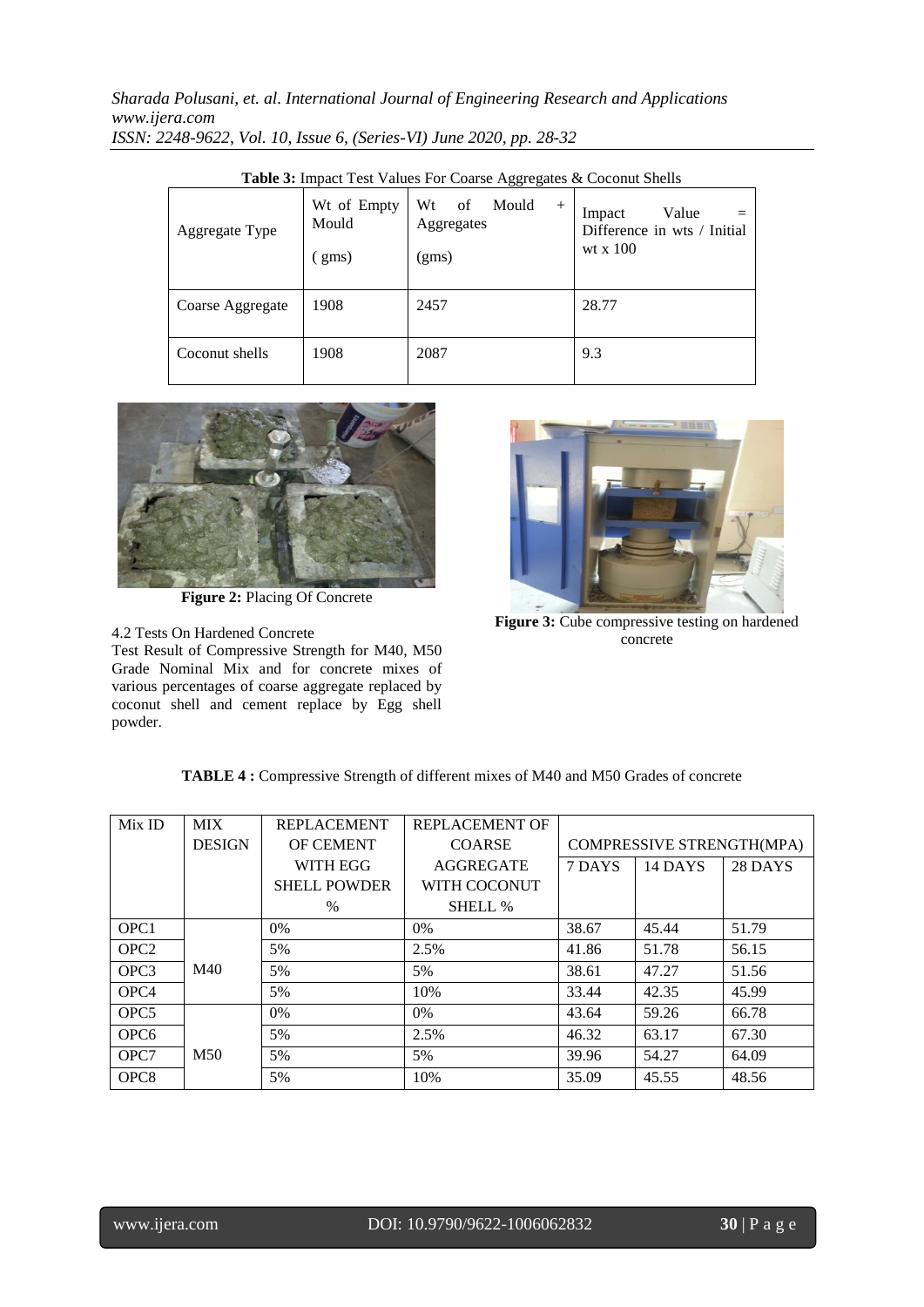**Table 3:** Impact Test Values For Coarse Aggregates & Coconut Shells

| Aggregate Type | Wt of Empty Mould ( gms) | Wt of Mould + Aggregates (gms) | Impact Value = Difference in wts / Initial wt x 100 |
|---|---|---|---|
| Coarse Aggregate | 1908 | 2457 | 28.77 |
| Coconut shells | 1908 | 2087 | 9.3 |

**Figure 2:** Placing Of Concrete

**Figure 3:** Cube compressive testing on hardened concrete

4.2 Tests On Hardened Concrete

Test Result of Compressive Strength for M40, M50 Grade Nominal Mix and for concrete mixes of various percentages of coarse aggregate replaced by coconut shell and cement replace by Egg shell powder.

**TABLE 4 :** Compressive Strength of different mixes of M40 and M50 Grades of concrete

| Mix ID | MIX DESIGN | REPLACEMENT OF CEMENT WITH EGG SHELL POWDER % | REPLACEMENT OF COARSE AGGREGATE WITH COCONUT SHELL % | COMPRESSIVE STRENGTH(MPA) | | |
|---|---|---|---|---|---|---|
| | | | | 7 DAYS | 14 DAYS | 28 DAYS |
| OPC1 | M40 | 0% | 0% | 38.67 | 45.44 | 51.79 |
| OPC2 | | 5% | 2.5% | 41.86 | 51.78 | 56.15 |
| OPC3 | | 5% | 5% | 38.61 | 47.27 | 51.56 |
| OPC4 | | 5% | 10% | 33.44 | 42.35 | 45.99 |
| OPC5 | M50 | 0% | 0% | 43.64 | 59.26 | 66.78 |
| OPC6 | | 5% | 2.5% | 46.32 | 63.17 | 67.30 |
| OPC7 | | 5% | 5% | 39.96 | 54.27 | 64.09 |
| OPC8 | | 5% | 10% | 35.09 | 45.55 | 48.56 |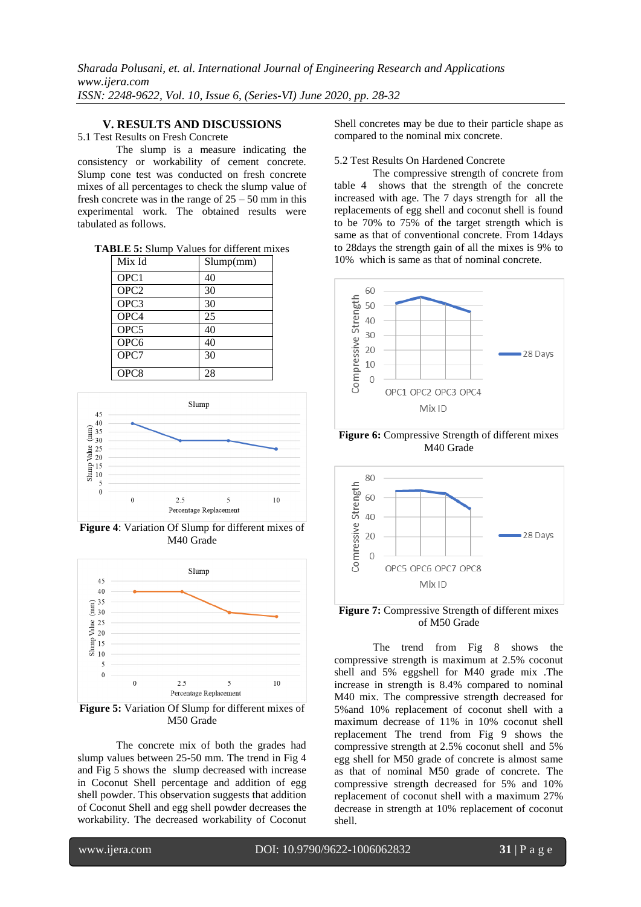## V. RESULTS AND DISCUSSIONS

5.1 Test Results on Fresh Concrete

The slump is a measure indicating the consistency or workability of cement concrete. Slump cone test was conducted on fresh concrete mixes of all percentages to check the slump value of fresh concrete was in the range of 25 – 50 mm in this experimental work. The obtained results were tabulated as follows.

**TABLE 5:** Slump Values for different mixes

| Mix Id | Slump(mm) |
|---|---|
| OPC1 | 40 |
| OPC2 | 30 |
| OPC3 | 30 |
| OPC4 | 25 |
| OPC5 | 40 |
| OPC6 | 40 |
| OPC7 | 30 |
| OPC8 | 28 |

**Figure 4**: Variation Of Slump for different mixes of M40 Grade

**Figure 5:** Variation Of Slump for different mixes of M50 Grade

The concrete mix of both the grades had slump values between 25-50 mm. The trend in Fig 4 and Fig 5 shows the slump decreased with increase in Coconut Shell percentage and addition of egg shell powder. This observation suggests that addition of Coconut Shell and egg shell powder decreases the workability. The decreased workability of Coconut Shell concretes may be due to their particle shape as compared to the nominal mix concrete.

5.2 Test Results On Hardened Concrete

The compressive strength of concrete from table 4 shows that the strength of the concrete increased with age. The 7 days strength for all the replacements of egg shell and coconut shell is found to be 70% to 75% of the target strength which is same as that of conventional concrete. From 14days to 28days the strength gain of all the mixes is 9% to 10% which is same as that of nominal concrete.

**Figure 6:** Compressive Strength of different mixes M40 Grade

**Figure 7:** Compressive Strength of different mixes of M50 Grade

The trend from Fig 8 shows the compressive strength is maximum at 2.5% coconut shell and 5% eggshell for M40 grade mix .The increase in strength is 8.4% compared to nominal M40 mix. The compressive strength decreased for 5%and 10% replacement of coconut shell with a maximum decrease of 11% in 10% coconut shell replacement The trend from Fig 9 shows the compressive strength at 2.5% coconut shell and 5% egg shell for M50 grade of concrete is almost same as that of nominal M50 grade of concrete. The compressive strength decreased for 5% and 10% replacement of coconut shell with a maximum 27% decrease in strength at 10% replacement of coconut shell.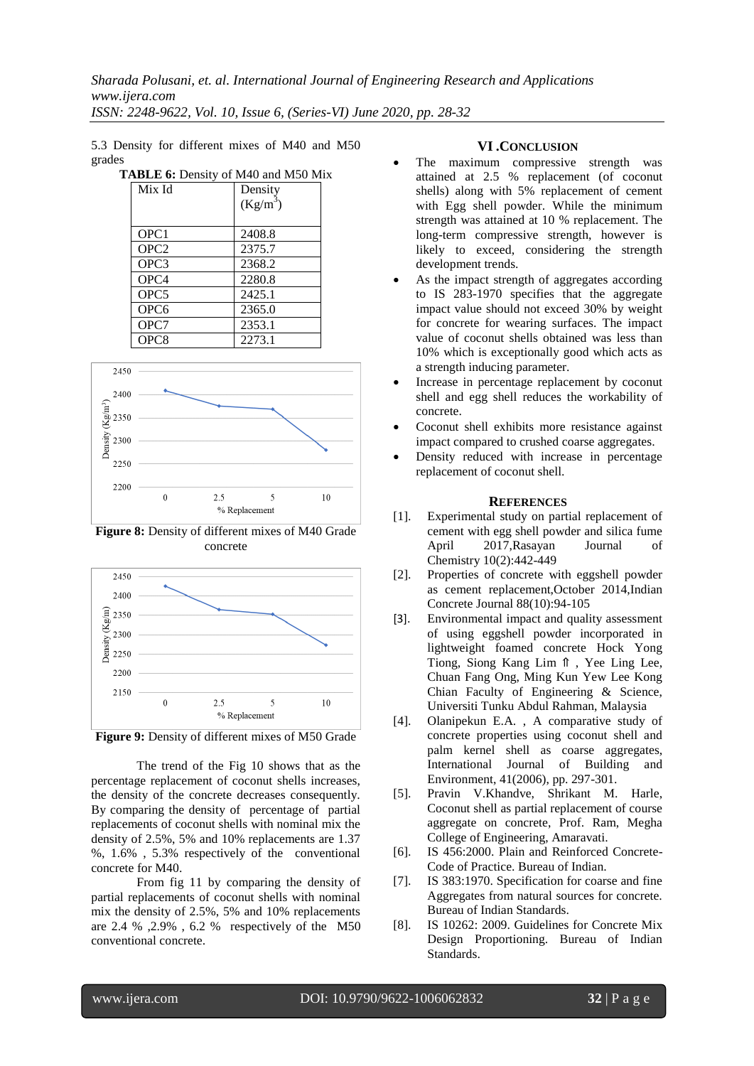5.3 Density for different mixes of M40 and M50 grades

**TABLE 6:** Density of M40 and M50 Mix

| Mix Id | Density ($Kg/m^3$) |
|---|---|
| OPC1 | 2408.8 |
| OPC2 | 2375.7 |
| OPC3 | 2368.2 |
| OPC4 | 2280.8 |
| OPC5 | 2425.1 |
| OPC6 | 2365.0 |
| OPC7 | 2353.1 |
| OPC8 | 2273.1 |

2450
2400
2350
2300
2250
2200
Density ($Kg/m^3$)
0
2.5
5
10
% Replacement

**Figure 8:** Density of different mixes of M40 Grade concrete

2450
2400
2350
2300
2250
2200
2150
Density (Kg/m)
0
2.5
5
10
% Replacement

**Figure 9:** Density of different mixes of M50 Grade

The trend of the Fig 10 shows that as the percentage replacement of coconut shells increases, the density of the concrete decreases consequently. By comparing the density of percentage of partial replacements of coconut shells with nominal mix the density of 2.5%, 5% and 10% replacements are 1.37 %, 1.6% , 5.3% respectively of the conventional concrete for M40.

From fig 11 by comparing the density of partial replacements of coconut shells with nominal mix the density of 2.5%, 5% and 10% replacements are 2.4 % ,2.9% , 6.2 % respectively of the M50 conventional concrete.

## VI .CONCLUSION

- The maximum compressive strength was attained at 2.5 % replacement (of coconut shells) along with 5% replacement of cement with Egg shell powder. While the minimum strength was attained at 10 % replacement. The long-term compressive strength, however is likely to exceed, considering the strength development trends.
- As the impact strength of aggregates according to IS 283-1970 specifies that the aggregate impact value should not exceed 30% by weight for concrete for wearing surfaces. The impact value of coconut shells obtained was less than 10% which is exceptionally good which acts as a strength inducing parameter.
- Increase in percentage replacement by coconut shell and egg shell reduces the workability of concrete.
- Coconut shell exhibits more resistance against impact compared to crushed coarse aggregates.
- Density reduced with increase in percentage replacement of coconut shell.

## REFERENCES

[1]. Experimental study on partial replacement of cement with egg shell powder and silica fume April 2017,Rasayan Journal of Chemistry 10(2):442-449

[2]. Properties of concrete with eggshell powder as cement replacement,October 2014,Indian Concrete Journal 88(10):94-105

[3]. Environmental impact and quality assessment of using eggshell powder incorporated in lightweight foamed concrete Hock Yong Tiong, Siong Kang Lim ⇑ , Yee Ling Lee, Chuan Fang Ong, Ming Kun Yew Lee Kong Chian Faculty of Engineering & Science, Universiti Tunku Abdul Rahman, Malaysia

[4]. Olanipekun E.A. , A comparative study of concrete properties using coconut shell and palm kernel shell as coarse aggregates, International Journal of Building and Environment, 41(2006), pp. 297-301.

[5]. Pravin V.Khandve, Shrikant M. Harle, Coconut shell as partial replacement of course aggregate on concrete, Prof. Ram, Megha College of Engineering, Amaravati.

[6]. IS 456:2000. Plain and Reinforced Concrete-Code of Practice. Bureau of Indian.

[7]. IS 383:1970. Specification for coarse and fine Aggregates from natural sources for concrete. Bureau of Indian Standards.

[8]. IS 10262: 2009. Guidelines for Concrete Mix Design Proportioning. Bureau of Indian Standards.